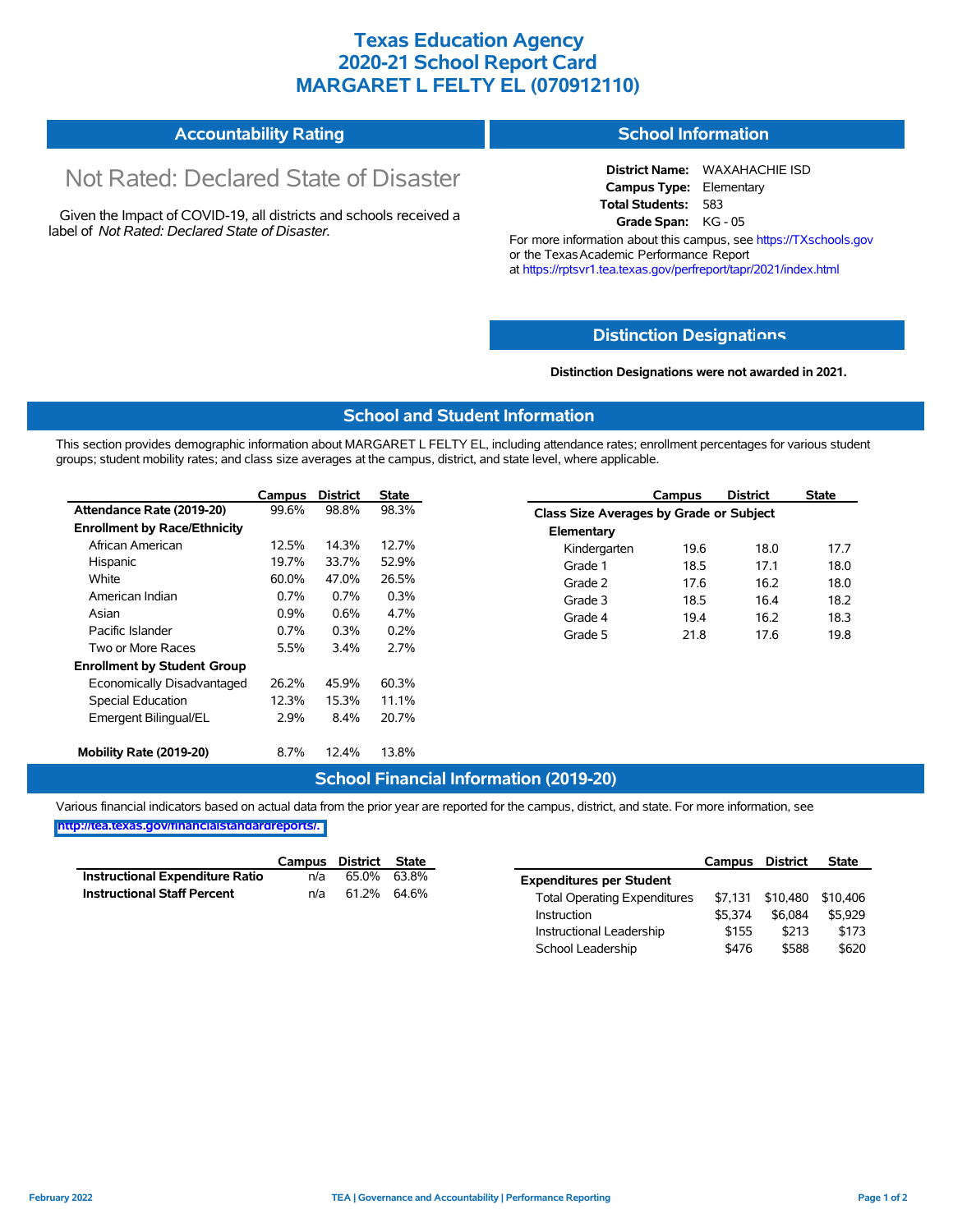# Texas Education Agency
# 2020-21 School Report Card
# MARGARET L FELTY EL (070912110)

## Accountability Rating

Not Rated: Declared State of Disaster

Given the Impact of COVID-19, all districts and schools received a label of *Not Rated: Declared State of Disaster*.

## School Information

**District Name:** WAXAHACHIE ISD
**Campus Type:** Elementary
**Total Students:** 583
**Grade Span:** KG - 05

For more information about this campus, see https://TXschools.gov or the Texas Academic Performance Report at https://rptsvr1.tea.texas.gov/perfreport/tapr/2021/index.html

## Distinction Designations

**Distinction Designations were not awarded in 2021.**

## School and Student Information

This section provides demographic information about MARGARET L FELTY EL, including attendance rates; enrollment percentages for various student groups; student mobility rates; and class size averages at the campus, district, and state level, where applicable.

| | Campus | District | State |
|---|---|---|---|
| **Attendance Rate (2019-20)** | 99.6% | 98.8% | 98.3% |
| **Enrollment by Race/Ethnicity** | | | |
| African American | 12.5% | 14.3% | 12.7% |
| Hispanic | 19.7% | 33.7% | 52.9% |
| White | 60.0% | 47.0% | 26.5% |
| American Indian | 0.7% | 0.7% | 0.3% |
| Asian | 0.9% | 0.6% | 4.7% |
| Pacific Islander | 0.7% | 0.3% | 0.2% |
| Two or More Races | 5.5% | 3.4% | 2.7% |
| **Enrollment by Student Group** | | | |
| Economically Disadvantaged | 26.2% | 45.9% | 60.3% |
| Special Education | 12.3% | 15.3% | 11.1% |
| Emergent Bilingual/EL | 2.9% | 8.4% | 20.7% |
| **Mobility Rate (2019-20)** | 8.7% | 12.4% | 13.8% |

| | Campus | District | State |
|---|---|---|---|
| **Class Size Averages by Grade or Subject** | | | |
| **Elementary** | | | |
| Kindergarten | 19.6 | 18.0 | 17.7 |
| Grade 1 | 18.5 | 17.1 | 18.0 |
| Grade 2 | 17.6 | 16.2 | 18.0 |
| Grade 3 | 18.5 | 16.4 | 18.2 |
| Grade 4 | 19.4 | 16.2 | 18.3 |
| Grade 5 | 21.8 | 17.6 | 19.8 |

## School Financial Information (2019-20)

Various financial indicators based on actual data from the prior year are reported for the campus, district, and state. For more information, see http://tea.texas.gov/financialstandardreports/.

| | Campus | District | State |
|---|---|---|---|
| **Instructional Expenditure Ratio** | n/a | 65.0% | 63.8% |
| **Instructional Staff Percent** | n/a | 61.2% | 64.6% |

| | Campus | District | State |
|---|---|---|---|
| **Expenditures per Student** | | | |
| Total Operating Expenditures | $7,131 | $10,480 | $10,406 |
| Instruction | $5,374 | $6,084 | $5,929 |
| Instructional Leadership | $155 | $213 | $173 |
| School Leadership | $476 | $588 | $620 |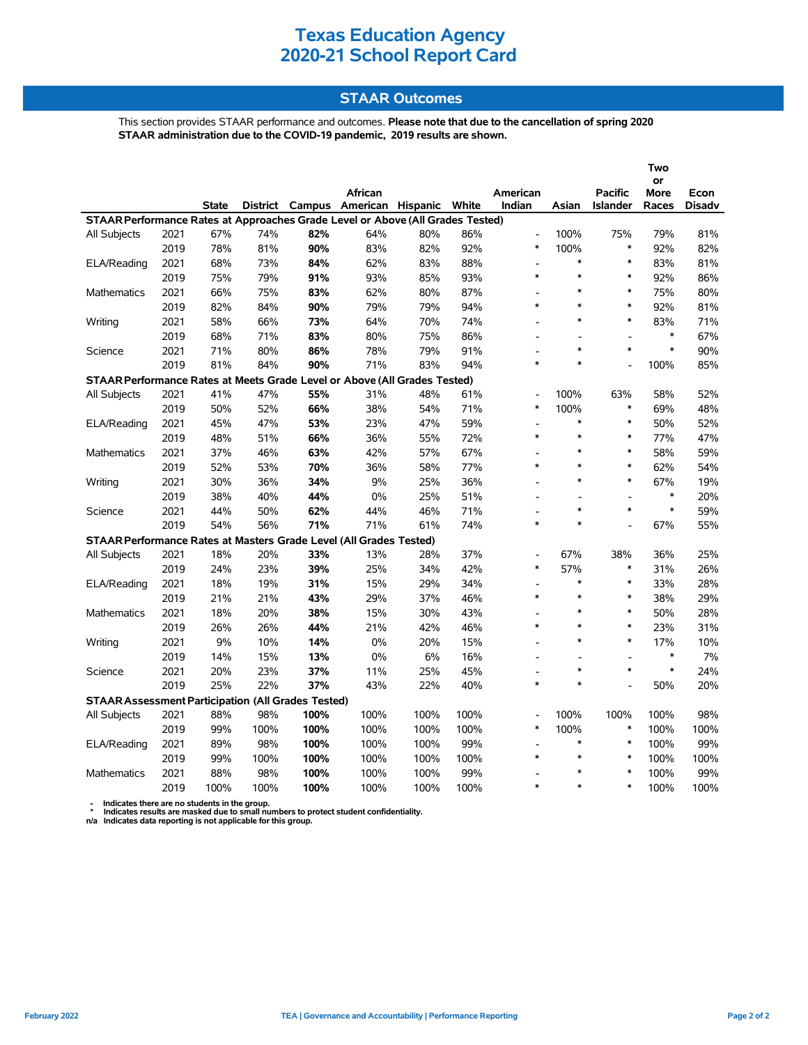# Texas Education Agency
# 2020-21 School Report Card

## STAAR Outcomes

This section provides STAAR performance and outcomes. **Please note that due to the cancellation of spring 2020 STAAR administration due to the COVID-19 pandemic, 2019 results are shown.**

| | | State | District | Campus | African American | Hispanic | White | American Indian | Asian | Pacific Islander | Two or More Races | Econ Disadv |
|---|---|---|---|---|---|---|---|---|---|---|---|---|
| **STAAR Performance Rates at Approaches Grade Level or Above (All Grades Tested)** | | | | | | | | | | | | |
| All Subjects | 2021 | 67% | 74% | **82%** | 64% | 80% | 86% | - | 100% | 75% | 79% | 81% |
| | 2019 | 78% | 81% | **90%** | 83% | 82% | 92% | * | 100% | * | 92% | 82% |
| ELA/Reading | 2021 | 68% | 73% | **84%** | 62% | 83% | 88% | - | * | * | 83% | 81% |
| | 2019 | 75% | 79% | **91%** | 93% | 85% | 93% | * | * | * | 92% | 86% |
| Mathematics | 2021 | 66% | 75% | **83%** | 62% | 80% | 87% | - | * | * | 75% | 80% |
| | 2019 | 82% | 84% | **90%** | 79% | 79% | 94% | * | * | * | 92% | 81% |
| Writing | 2021 | 58% | 66% | **73%** | 64% | 70% | 74% | - | * | * | 83% | 71% |
| | 2019 | 68% | 71% | **83%** | 80% | 75% | 86% | - | - | - | * | 67% |
| Science | 2021 | 71% | 80% | **86%** | 78% | 79% | 91% | - | * | * | * | 90% |
| | 2019 | 81% | 84% | **90%** | 71% | 83% | 94% | * | * | - | 100% | 85% |
| **STAAR Performance Rates at Meets Grade Level or Above (All Grades Tested)** | | | | | | | | | | | | |
| All Subjects | 2021 | 41% | 47% | **55%** | 31% | 48% | 61% | - | 100% | 63% | 58% | 52% |
| | 2019 | 50% | 52% | **66%** | 38% | 54% | 71% | * | 100% | * | 69% | 48% |
| ELA/Reading | 2021 | 45% | 47% | **53%** | 23% | 47% | 59% | - | * | * | 50% | 52% |
| | 2019 | 48% | 51% | **66%** | 36% | 55% | 72% | * | * | * | 77% | 47% |
| Mathematics | 2021 | 37% | 46% | **63%** | 42% | 57% | 67% | - | * | * | 58% | 59% |
| | 2019 | 52% | 53% | **70%** | 36% | 58% | 77% | * | * | * | 62% | 54% |
| Writing | 2021 | 30% | 36% | **34%** | 9% | 25% | 36% | - | * | * | 67% | 19% |
| | 2019 | 38% | 40% | **44%** | 0% | 25% | 51% | - | - | - | * | 20% |
| Science | 2021 | 44% | 50% | **62%** | 44% | 46% | 71% | - | * | * | * | 59% |
| | 2019 | 54% | 56% | **71%** | 71% | 61% | 74% | * | * | - | 67% | 55% |
| **STAAR Performance Rates at Masters Grade Level (All Grades Tested)** | | | | | | | | | | | | |
| All Subjects | 2021 | 18% | 20% | **33%** | 13% | 28% | 37% | - | 67% | 38% | 36% | 25% |
| | 2019 | 24% | 23% | **39%** | 25% | 34% | 42% | * | 57% | * | 31% | 26% |
| ELA/Reading | 2021 | 18% | 19% | **31%** | 15% | 29% | 34% | - | * | * | 33% | 28% |
| | 2019 | 21% | 21% | **43%** | 29% | 37% | 46% | * | * | * | 38% | 29% |
| Mathematics | 2021 | 18% | 20% | **38%** | 15% | 30% | 43% | - | * | * | 50% | 28% |
| | 2019 | 26% | 26% | **44%** | 21% | 42% | 46% | * | * | * | 23% | 31% |
| Writing | 2021 | 9% | 10% | **14%** | 0% | 20% | 15% | - | * | * | 17% | 10% |
| | 2019 | 14% | 15% | **13%** | 0% | 6% | 16% | - | - | - | * | 7% |
| Science | 2021 | 20% | 23% | **37%** | 11% | 25% | 45% | - | * | * | * | 24% |
| | 2019 | 25% | 22% | **37%** | 43% | 22% | 40% | * | * | - | 50% | 20% |
| **STAAR Assessment Participation (All Grades Tested)** | | | | | | | | | | | | |
| All Subjects | 2021 | 88% | 98% | **100%** | 100% | 100% | 100% | - | 100% | 100% | 100% | 98% |
| | 2019 | 99% | 100% | **100%** | 100% | 100% | 100% | * | 100% | * | 100% | 100% |
| ELA/Reading | 2021 | 89% | 98% | **100%** | 100% | 100% | 99% | - | * | * | 100% | 99% |
| | 2019 | 99% | 100% | **100%** | 100% | 100% | 100% | * | * | * | 100% | 100% |
| Mathematics | 2021 | 88% | 98% | **100%** | 100% | 100% | 99% | - | * | * | 100% | 99% |
| | 2019 | 100% | 100% | **100%** | 100% | 100% | 100% | * | * | * | 100% | 100% |

**-** Indicates there are no students in the group.
**\*** Indicates results are masked due to small numbers to protect student confidentiality.
**n/a** Indicates data reporting is not applicable for this group.